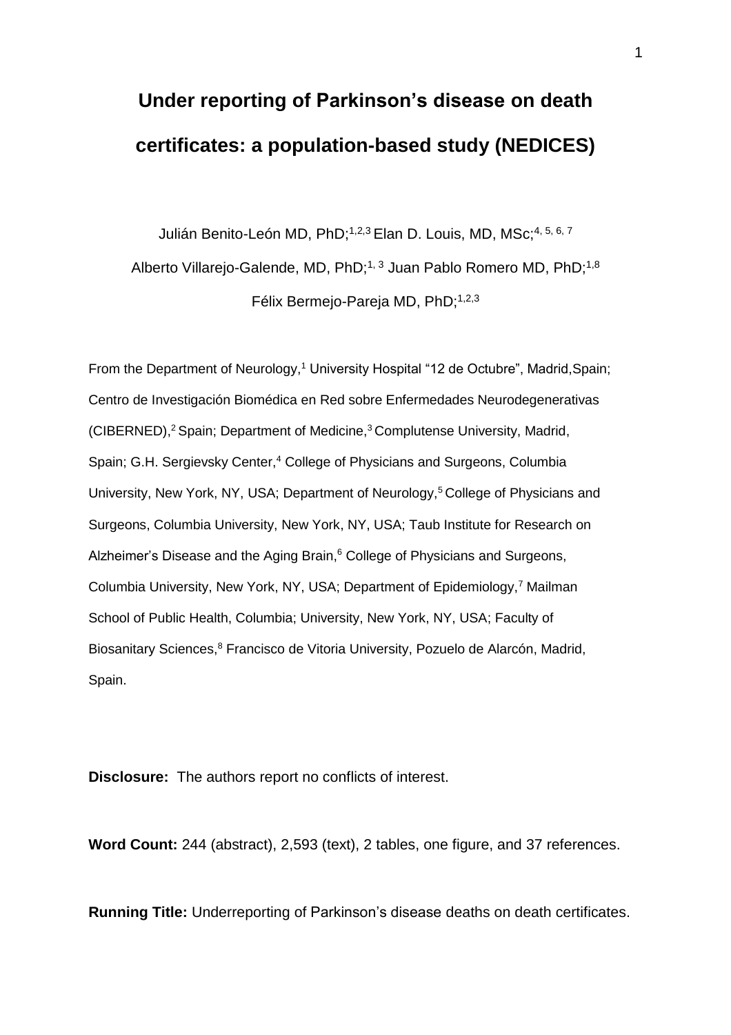# Under reporting of Parkinson's disease on death certificates: a population-based study (NEDICES)

Julián Benito-León MD, PhD;[1,2,3] Elan D. Louis, MD, MSc;[4, 5, 6, 7]
Alberto Villarejo-Galende, MD, PhD;[1, 3] Juan Pablo Romero MD, PhD;[1,8]
Félix Bermejo-Pareja MD, PhD;[1,2,3]

From the Department of Neurology,[1] University Hospital "12 de Octubre", Madrid,Spain; Centro de Investigación Biomédica en Red sobre Enfermedades Neurodegenerativas (CIBERNED),[2] Spain; Department of Medicine,[3] Complutense University, Madrid, Spain; G.H. Sergievsky Center,[4] College of Physicians and Surgeons, Columbia University, New York, NY, USA; Department of Neurology,[5] College of Physicians and Surgeons, Columbia University, New York, NY, USA; Taub Institute for Research on Alzheimer's Disease and the Aging Brain,[6] College of Physicians and Surgeons, Columbia University, New York, NY, USA; Department of Epidemiology,[7] Mailman School of Public Health, Columbia; University, New York, NY, USA; Faculty of Biosanitary Sciences,[8] Francisco de Vitoria University, Pozuelo de Alarcón, Madrid, Spain.

**Disclosure:** The authors report no conflicts of interest.

**Word Count:** 244 (abstract), 2,593 (text), 2 tables, one figure, and 37 references.

**Running Title:** Underreporting of Parkinson's disease deaths on death certificates.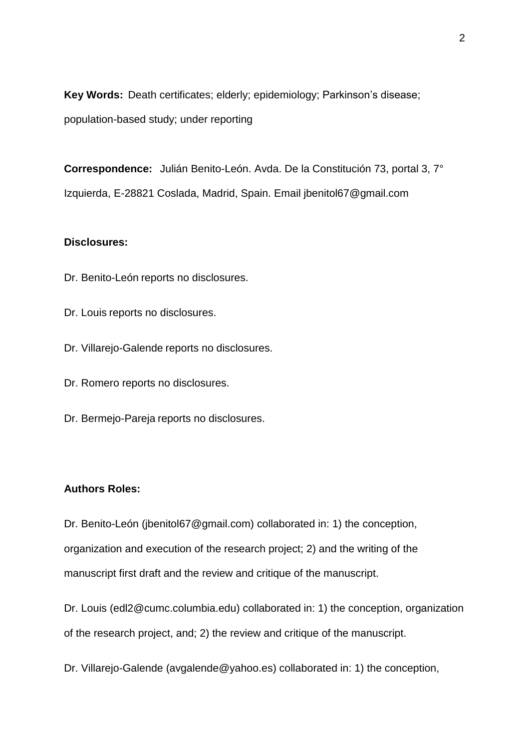**Key Words:** Death certificates; elderly; epidemiology; Parkinson's disease; population-based study; under reporting

**Correspondence:** Julián Benito-León. Avda. De la Constitución 73, portal 3, 7° Izquierda, E-28821 Coslada, Madrid, Spain. Email jbenitol67@gmail.com

**Disclosures:**

Dr. Benito-León reports no disclosures.

Dr. Louis reports no disclosures.

Dr. Villarejo-Galende reports no disclosures.

Dr. Romero reports no disclosures.

Dr. Bermejo-Pareja reports no disclosures.

**Authors Roles:**

Dr. Benito-León (jbenitol67@gmail.com) collaborated in: 1) the conception, organization and execution of the research project; 2) and the writing of the manuscript first draft and the review and critique of the manuscript.

Dr. Louis (edl2@cumc.columbia.edu) collaborated in: 1) the conception, organization of the research project, and; 2) the review and critique of the manuscript.

Dr. Villarejo-Galende (avgalende@yahoo.es) collaborated in: 1) the conception,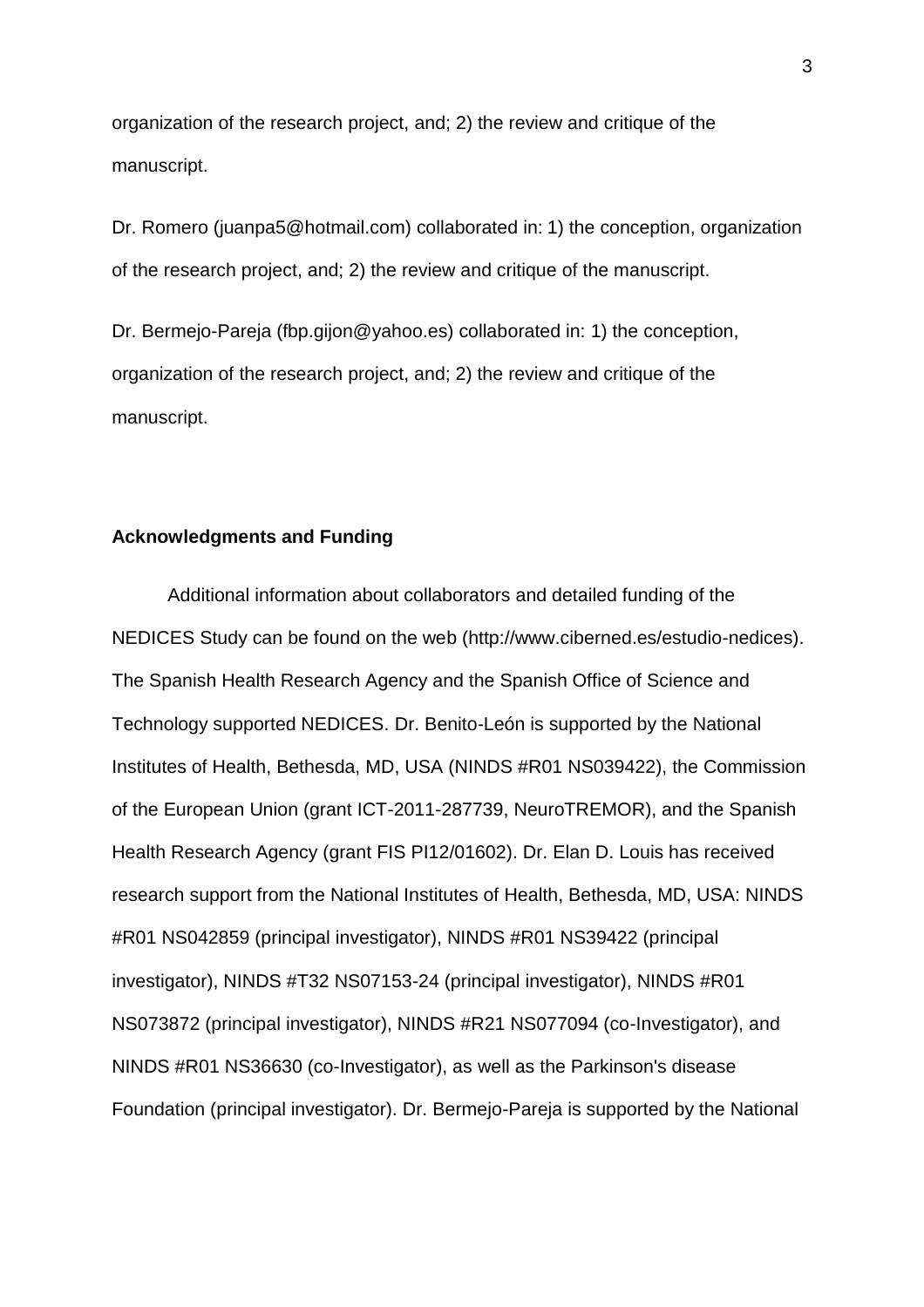organization of the research project, and; 2) the review and critique of the manuscript.

Dr. Romero (juanpa5@hotmail.com) collaborated in: 1) the conception, organization of the research project, and; 2) the review and critique of the manuscript.

Dr. Bermejo-Pareja (fbp.gijon@yahoo.es) collaborated in: 1) the conception, organization of the research project, and; 2) the review and critique of the manuscript.

## Acknowledgments and Funding

Additional information about collaborators and detailed funding of the NEDICES Study can be found on the web (http://www.ciberned.es/estudio-nedices). The Spanish Health Research Agency and the Spanish Office of Science and Technology supported NEDICES. Dr. Benito-León is supported by the National Institutes of Health, Bethesda, MD, USA (NINDS #R01 NS039422), the Commission of the European Union (grant ICT-2011-287739, NeuroTREMOR), and the Spanish Health Research Agency (grant FIS PI12/01602). Dr. Elan D. Louis has received research support from the National Institutes of Health, Bethesda, MD, USA: NINDS #R01 NS042859 (principal investigator), NINDS #R01 NS39422 (principal investigator), NINDS #T32 NS07153-24 (principal investigator), NINDS #R01 NS073872 (principal investigator), NINDS #R21 NS077094 (co-Investigator), and NINDS #R01 NS36630 (co-Investigator), as well as the Parkinson's disease Foundation (principal investigator). Dr. Bermejo-Pareja is supported by the National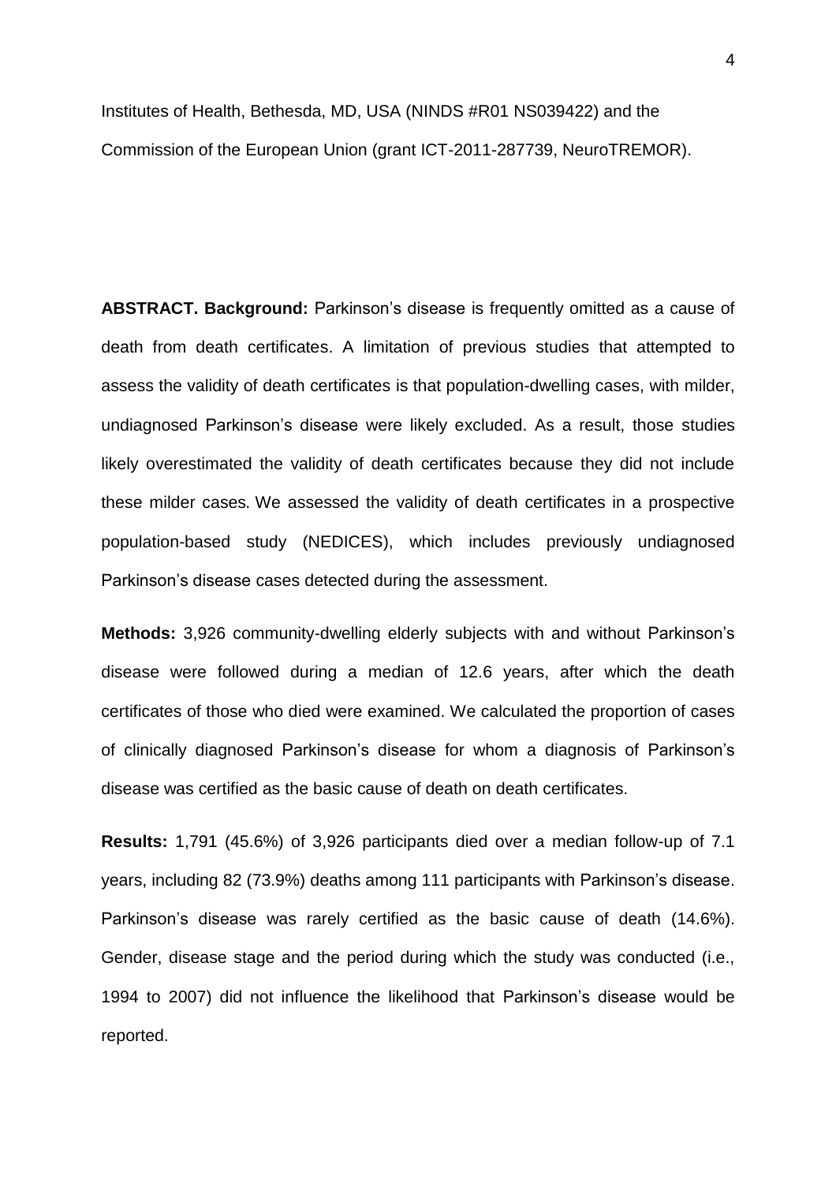Institutes of Health, Bethesda, MD, USA (NINDS #R01 NS039422) and the Commission of the European Union (grant ICT-2011-287739, NeuroTREMOR).

**ABSTRACT. Background:** Parkinson's disease is frequently omitted as a cause of death from death certificates. A limitation of previous studies that attempted to assess the validity of death certificates is that population-dwelling cases, with milder, undiagnosed Parkinson's disease were likely excluded. As a result, those studies likely overestimated the validity of death certificates because they did not include these milder cases. We assessed the validity of death certificates in a prospective population-based study (NEDICES), which includes previously undiagnosed Parkinson's disease cases detected during the assessment.

**Methods:** 3,926 community-dwelling elderly subjects with and without Parkinson's disease were followed during a median of 12.6 years, after which the death certificates of those who died were examined. We calculated the proportion of cases of clinically diagnosed Parkinson's disease for whom a diagnosis of Parkinson's disease was certified as the basic cause of death on death certificates.

**Results:** 1,791 (45.6%) of 3,926 participants died over a median follow-up of 7.1 years, including 82 (73.9%) deaths among 111 participants with Parkinson's disease. Parkinson's disease was rarely certified as the basic cause of death (14.6%). Gender, disease stage and the period during which the study was conducted (i.e., 1994 to 2007) did not influence the likelihood that Parkinson's disease would be reported.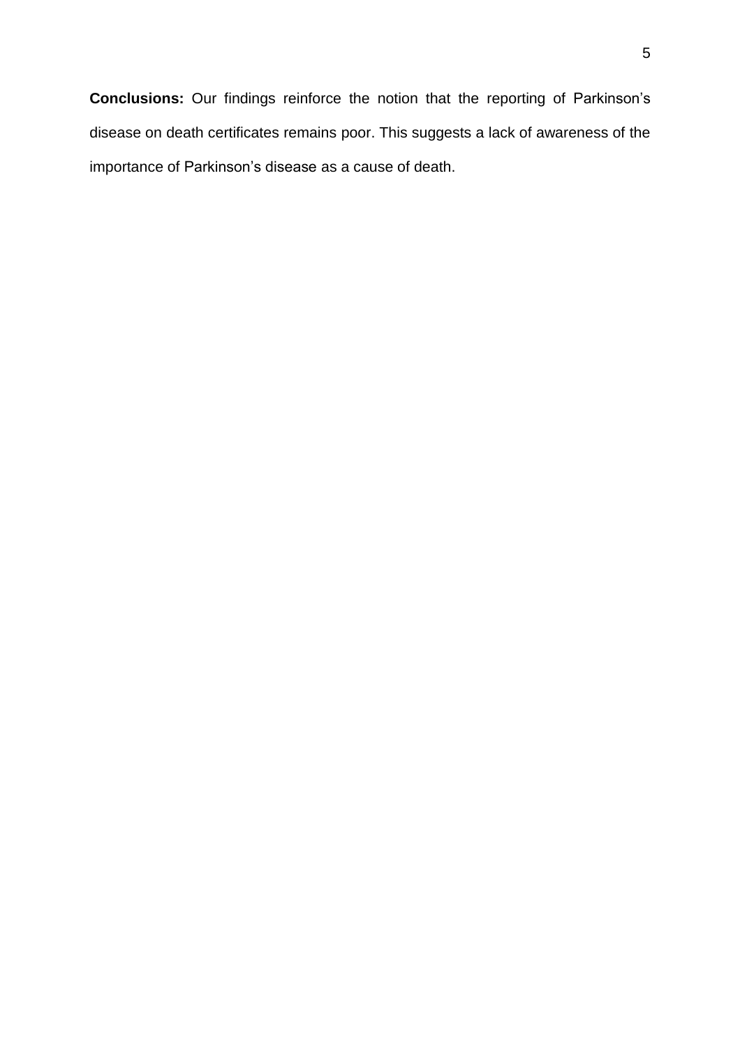**Conclusions:** Our findings reinforce the notion that the reporting of Parkinson's disease on death certificates remains poor. This suggests a lack of awareness of the importance of Parkinson's disease as a cause of death.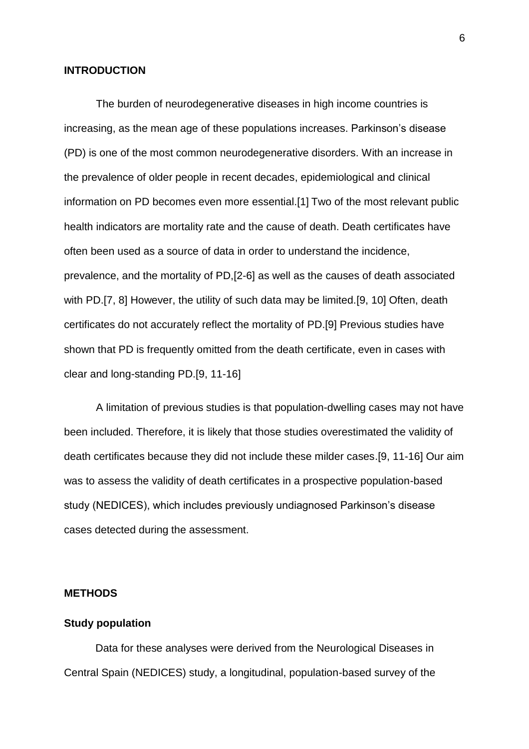## INTRODUCTION

The burden of neurodegenerative diseases in high income countries is increasing, as the mean age of these populations increases. Parkinson's disease (PD) is one of the most common neurodegenerative disorders. With an increase in the prevalence of older people in recent decades, epidemiological and clinical information on PD becomes even more essential.[1] Two of the most relevant public health indicators are mortality rate and the cause of death. Death certificates have often been used as a source of data in order to understand the incidence, prevalence, and the mortality of PD,[2-6] as well as the causes of death associated with PD.[7, 8] However, the utility of such data may be limited.[9, 10] Often, death certificates do not accurately reflect the mortality of PD.[9] Previous studies have shown that PD is frequently omitted from the death certificate, even in cases with clear and long-standing PD.[9, 11-16]

A limitation of previous studies is that population-dwelling cases may not have been included. Therefore, it is likely that those studies overestimated the validity of death certificates because they did not include these milder cases.[9, 11-16] Our aim was to assess the validity of death certificates in a prospective population-based study (NEDICES), which includes previously undiagnosed Parkinson's disease cases detected during the assessment.

## METHODS

### Study population

Data for these analyses were derived from the Neurological Diseases in Central Spain (NEDICES) study, a longitudinal, population-based survey of the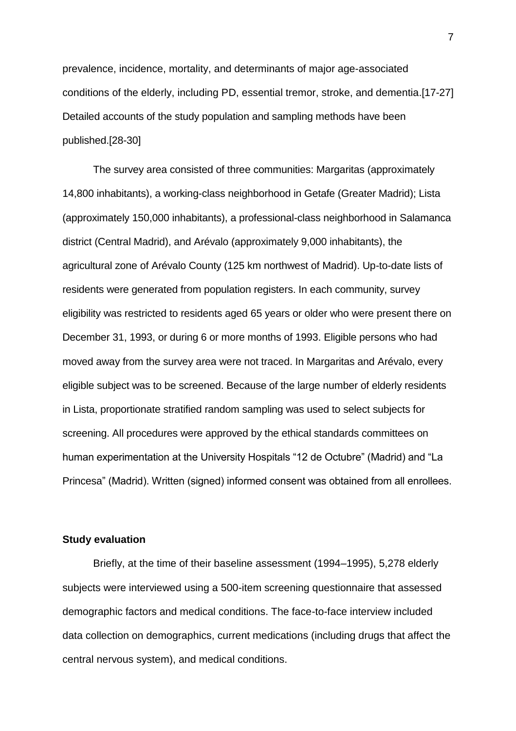prevalence, incidence, mortality, and determinants of major age-associated conditions of the elderly, including PD, essential tremor, stroke, and dementia.[17-27] Detailed accounts of the study population and sampling methods have been published.[28-30]

The survey area consisted of three communities: Margaritas (approximately 14,800 inhabitants), a working-class neighborhood in Getafe (Greater Madrid); Lista (approximately 150,000 inhabitants), a professional-class neighborhood in Salamanca district (Central Madrid), and Arévalo (approximately 9,000 inhabitants), the agricultural zone of Arévalo County (125 km northwest of Madrid). Up-to-date lists of residents were generated from population registers. In each community, survey eligibility was restricted to residents aged 65 years or older who were present there on December 31, 1993, or during 6 or more months of 1993. Eligible persons who had moved away from the survey area were not traced. In Margaritas and Arévalo, every eligible subject was to be screened. Because of the large number of elderly residents in Lista, proportionate stratified random sampling was used to select subjects for screening. All procedures were approved by the ethical standards committees on human experimentation at the University Hospitals "12 de Octubre" (Madrid) and "La Princesa" (Madrid). Written (signed) informed consent was obtained from all enrollees.

### Study evaluation

Briefly, at the time of their baseline assessment (1994–1995), 5,278 elderly subjects were interviewed using a 500-item screening questionnaire that assessed demographic factors and medical conditions. The face-to-face interview included data collection on demographics, current medications (including drugs that affect the central nervous system), and medical conditions.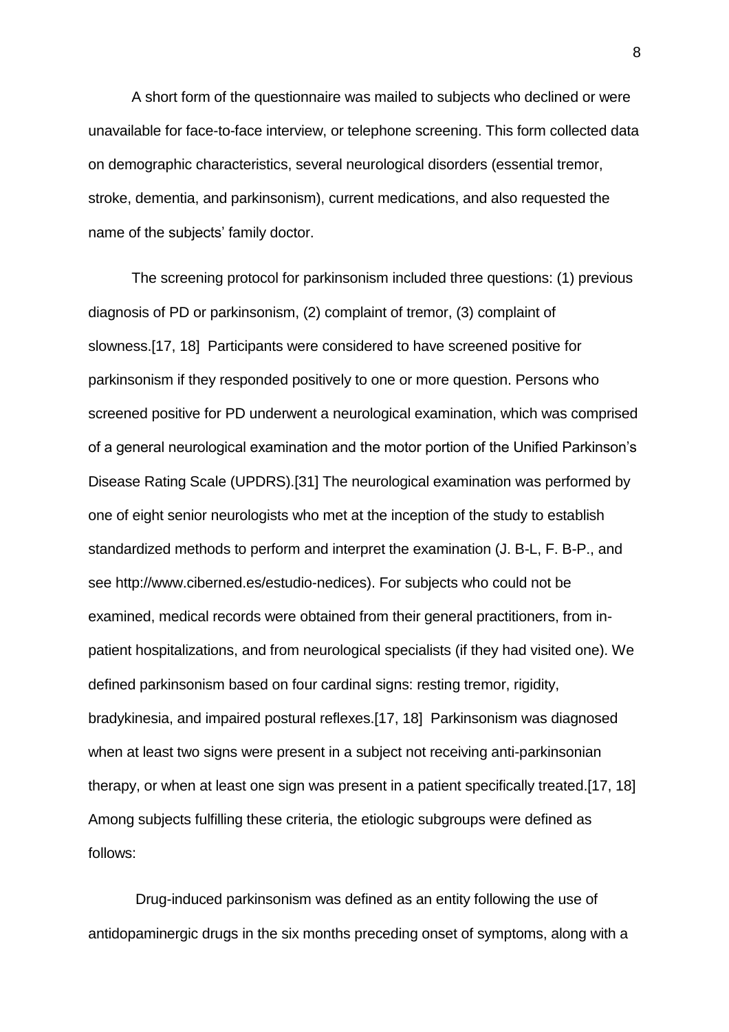A short form of the questionnaire was mailed to subjects who declined or were unavailable for face-to-face interview, or telephone screening. This form collected data on demographic characteristics, several neurological disorders (essential tremor, stroke, dementia, and parkinsonism), current medications, and also requested the name of the subjects' family doctor.

The screening protocol for parkinsonism included three questions: (1) previous diagnosis of PD or parkinsonism, (2) complaint of tremor, (3) complaint of slowness.[17, 18] Participants were considered to have screened positive for parkinsonism if they responded positively to one or more question. Persons who screened positive for PD underwent a neurological examination, which was comprised of a general neurological examination and the motor portion of the Unified Parkinson's Disease Rating Scale (UPDRS).[31] The neurological examination was performed by one of eight senior neurologists who met at the inception of the study to establish standardized methods to perform and interpret the examination (J. B-L, F. B-P., and see http://www.ciberned.es/estudio-nedices). For subjects who could not be examined, medical records were obtained from their general practitioners, from in-patient hospitalizations, and from neurological specialists (if they had visited one). We defined parkinsonism based on four cardinal signs: resting tremor, rigidity, bradykinesia, and impaired postural reflexes.[17, 18] Parkinsonism was diagnosed when at least two signs were present in a subject not receiving anti-parkinsonian therapy, or when at least one sign was present in a patient specifically treated.[17, 18] Among subjects fulfilling these criteria, the etiologic subgroups were defined as follows:

Drug-induced parkinsonism was defined as an entity following the use of antidopaminergic drugs in the six months preceding onset of symptoms, along with a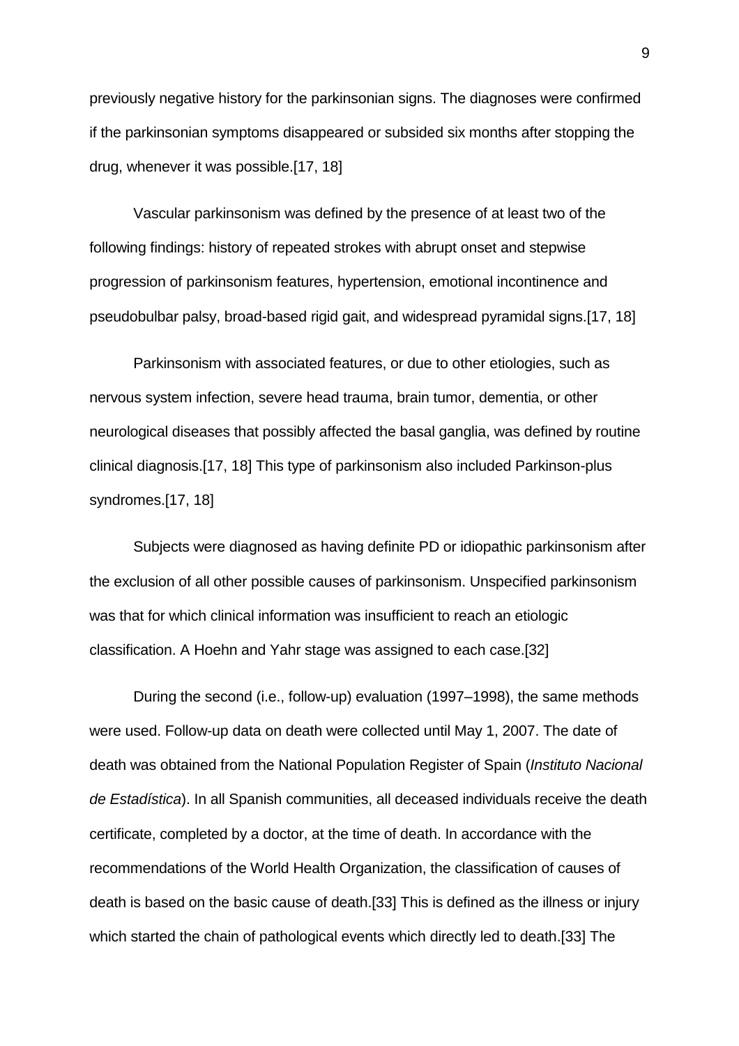previously negative history for the parkinsonian signs. The diagnoses were confirmed if the parkinsonian symptoms disappeared or subsided six months after stopping the drug, whenever it was possible.[17, 18]

Vascular parkinsonism was defined by the presence of at least two of the following findings: history of repeated strokes with abrupt onset and stepwise progression of parkinsonism features, hypertension, emotional incontinence and pseudobulbar palsy, broad-based rigid gait, and widespread pyramidal signs.[17, 18]

Parkinsonism with associated features, or due to other etiologies, such as nervous system infection, severe head trauma, brain tumor, dementia, or other neurological diseases that possibly affected the basal ganglia, was defined by routine clinical diagnosis.[17, 18] This type of parkinsonism also included Parkinson-plus syndromes.[17, 18]

Subjects were diagnosed as having definite PD or idiopathic parkinsonism after the exclusion of all other possible causes of parkinsonism. Unspecified parkinsonism was that for which clinical information was insufficient to reach an etiologic classification. A Hoehn and Yahr stage was assigned to each case.[32]

During the second (i.e., follow-up) evaluation (1997–1998), the same methods were used. Follow-up data on death were collected until May 1, 2007. The date of death was obtained from the National Population Register of Spain (*Instituto Nacional de Estadística*). In all Spanish communities, all deceased individuals receive the death certificate, completed by a doctor, at the time of death. In accordance with the recommendations of the World Health Organization, the classification of causes of death is based on the basic cause of death.[33] This is defined as the illness or injury which started the chain of pathological events which directly led to death.[33] The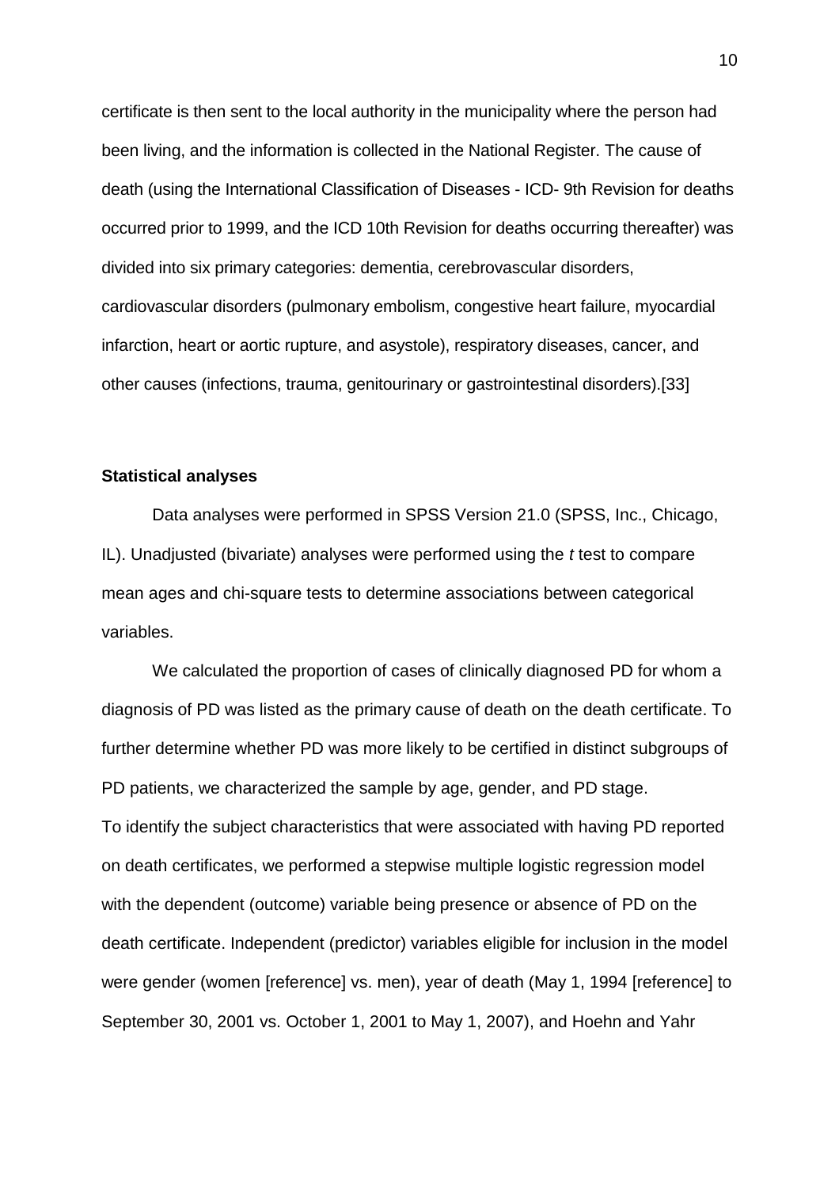certificate is then sent to the local authority in the municipality where the person had been living, and the information is collected in the National Register. The cause of death (using the International Classification of Diseases - ICD- 9th Revision for deaths occurred prior to 1999, and the ICD 10th Revision for deaths occurring thereafter) was divided into six primary categories: dementia, cerebrovascular disorders, cardiovascular disorders (pulmonary embolism, congestive heart failure, myocardial infarction, heart or aortic rupture, and asystole), respiratory diseases, cancer, and other causes (infections, trauma, genitourinary or gastrointestinal disorders).[33]

**Statistical analyses**

Data analyses were performed in SPSS Version 21.0 (SPSS, Inc., Chicago, IL). Unadjusted (bivariate) analyses were performed using the *t* test to compare mean ages and chi-square tests to determine associations between categorical variables.

We calculated the proportion of cases of clinically diagnosed PD for whom a diagnosis of PD was listed as the primary cause of death on the death certificate. To further determine whether PD was more likely to be certified in distinct subgroups of PD patients, we characterized the sample by age, gender, and PD stage.
To identify the subject characteristics that were associated with having PD reported on death certificates, we performed a stepwise multiple logistic regression model with the dependent (outcome) variable being presence or absence of PD on the death certificate. Independent (predictor) variables eligible for inclusion in the model were gender (women [reference] vs. men), year of death (May 1, 1994 [reference] to September 30, 2001 vs. October 1, 2001 to May 1, 2007), and Hoehn and Yahr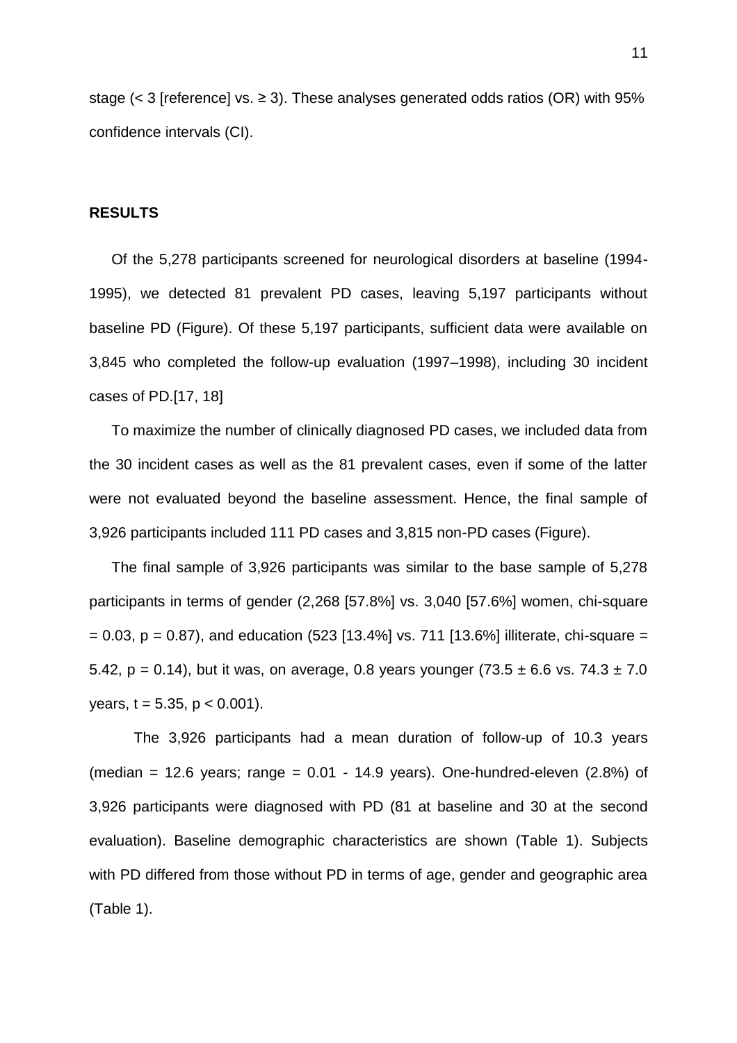stage (< 3 [reference] vs. ≥ 3). These analyses generated odds ratios (OR) with 95% confidence intervals (CI).

## RESULTS

Of the 5,278 participants screened for neurological disorders at baseline (1994-1995), we detected 81 prevalent PD cases, leaving 5,197 participants without baseline PD (Figure). Of these 5,197 participants, sufficient data were available on 3,845 who completed the follow-up evaluation (1997–1998), including 30 incident cases of PD.[17, 18]

To maximize the number of clinically diagnosed PD cases, we included data from the 30 incident cases as well as the 81 prevalent cases, even if some of the latter were not evaluated beyond the baseline assessment. Hence, the final sample of 3,926 participants included 111 PD cases and 3,815 non-PD cases (Figure).

The final sample of 3,926 participants was similar to the base sample of 5,278 participants in terms of gender (2,268 [57.8%] vs. 3,040 [57.6%] women, chi-square = 0.03, $p = 0.87$), and education (523 [13.4%] vs. 711 [13.6%] illiterate, chi-square = 5.42, $p = 0.14$), but it was, on average, 0.8 years younger (73.5 ± 6.6 vs. 74.3 ± 7.0 years, $t = 5.35$, $p < 0.001$).

The 3,926 participants had a mean duration of follow-up of 10.3 years (median = 12.6 years; range = 0.01 - 14.9 years). One-hundred-eleven (2.8%) of 3,926 participants were diagnosed with PD (81 at baseline and 30 at the second evaluation). Baseline demographic characteristics are shown (Table 1). Subjects with PD differed from those without PD in terms of age, gender and geographic area (Table 1).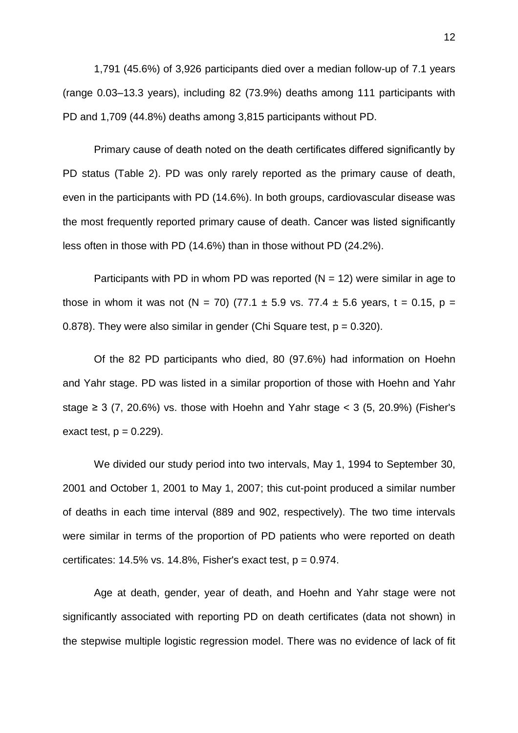1,791 (45.6%) of 3,926 participants died over a median follow-up of 7.1 years (range 0.03–13.3 years), including 82 (73.9%) deaths among 111 participants with PD and 1,709 (44.8%) deaths among 3,815 participants without PD.

Primary cause of death noted on the death certificates differed significantly by PD status (Table 2). PD was only rarely reported as the primary cause of death, even in the participants with PD (14.6%). In both groups, cardiovascular disease was the most frequently reported primary cause of death. Cancer was listed significantly less often in those with PD (14.6%) than in those without PD (24.2%).

Participants with PD in whom PD was reported (N = 12) were similar in age to those in whom it was not (N = 70) (77.1 ± 5.9 vs. 77.4 ± 5.6 years, $t = 0.15$, $p = 0.878$). They were also similar in gender (Chi Square test, $p = 0.320$).

Of the 82 PD participants who died, 80 (97.6%) had information on Hoehn and Yahr stage. PD was listed in a similar proportion of those with Hoehn and Yahr stage ≥ 3 (7, 20.6%) vs. those with Hoehn and Yahr stage < 3 (5, 20.9%) (Fisher's exact test, $p = 0.229$).

We divided our study period into two intervals, May 1, 1994 to September 30, 2001 and October 1, 2001 to May 1, 2007; this cut-point produced a similar number of deaths in each time interval (889 and 902, respectively). The two time intervals were similar in terms of the proportion of PD patients who were reported on death certificates: 14.5% vs. 14.8%, Fisher's exact test, $p = 0.974$.

Age at death, gender, year of death, and Hoehn and Yahr stage were not significantly associated with reporting PD on death certificates (data not shown) in the stepwise multiple logistic regression model. There was no evidence of lack of fit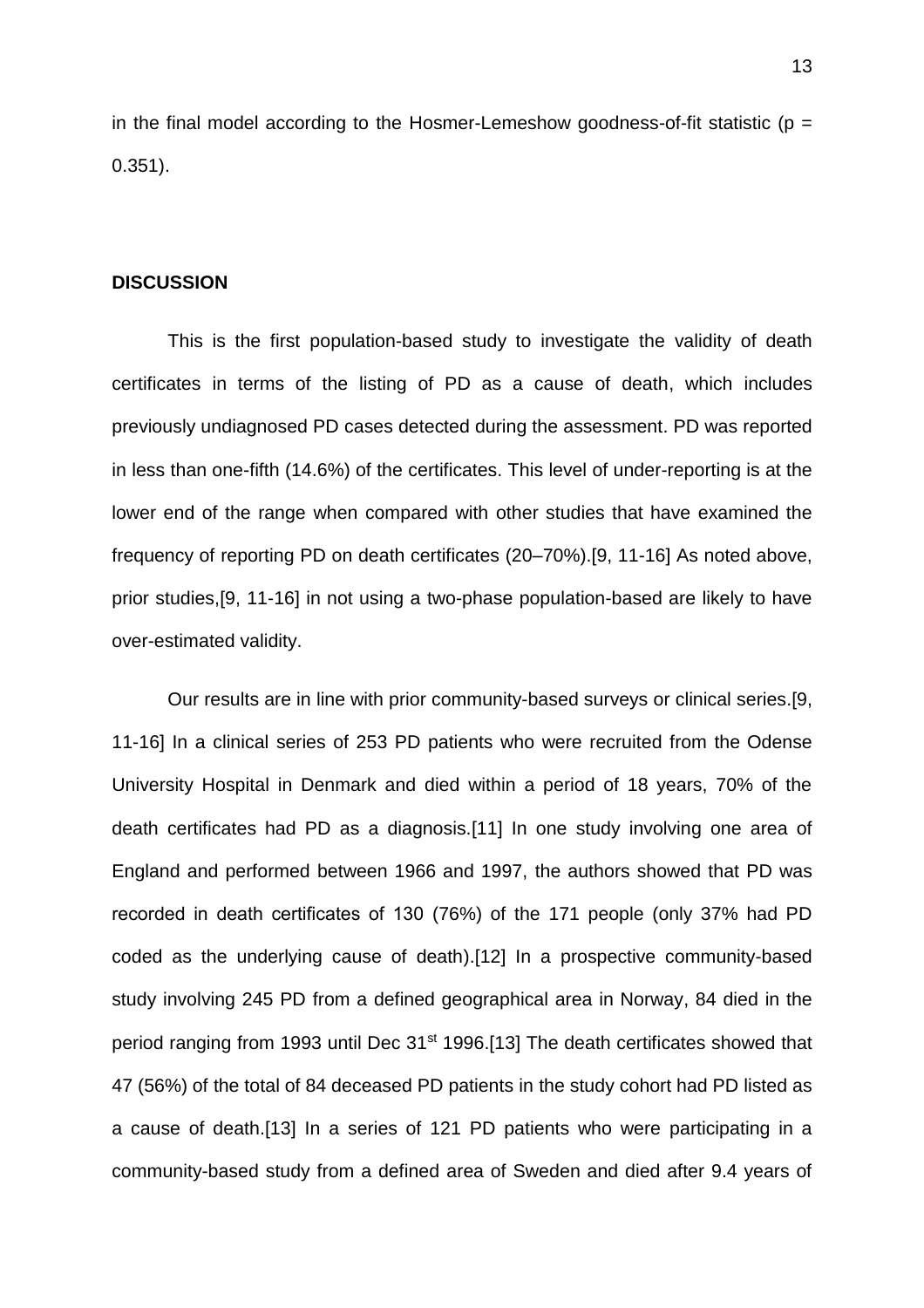in the final model according to the Hosmer-Lemeshow goodness-of-fit statistic (p = 0.351).

## DISCUSSION

This is the first population-based study to investigate the validity of death certificates in terms of the listing of PD as a cause of death, which includes previously undiagnosed PD cases detected during the assessment. PD was reported in less than one-fifth (14.6%) of the certificates. This level of under-reporting is at the lower end of the range when compared with other studies that have examined the frequency of reporting PD on death certificates (20–70%).[9, 11-16] As noted above, prior studies,[9, 11-16] in not using a two-phase population-based are likely to have over-estimated validity.

Our results are in line with prior community-based surveys or clinical series.[9, 11-16] In a clinical series of 253 PD patients who were recruited from the Odense University Hospital in Denmark and died within a period of 18 years, 70% of the death certificates had PD as a diagnosis.[11] In one study involving one area of England and performed between 1966 and 1997, the authors showed that PD was recorded in death certificates of 130 (76%) of the 171 people (only 37% had PD coded as the underlying cause of death).[12] In a prospective community-based study involving 245 PD from a defined geographical area in Norway, 84 died in the period ranging from 1993 until Dec 31st 1996.[13] The death certificates showed that 47 (56%) of the total of 84 deceased PD patients in the study cohort had PD listed as a cause of death.[13] In a series of 121 PD patients who were participating in a community-based study from a defined area of Sweden and died after 9.4 years of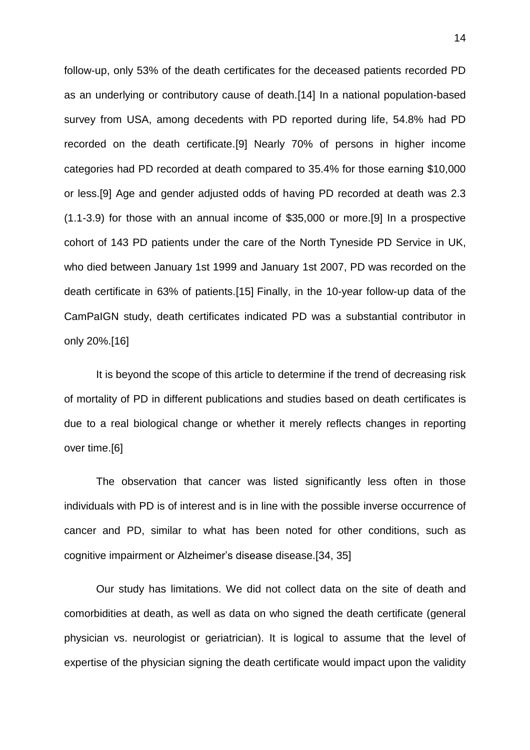follow-up, only 53% of the death certificates for the deceased patients recorded PD as an underlying or contributory cause of death.[14] In a national population-based survey from USA, among decedents with PD reported during life, 54.8% had PD recorded on the death certificate.[9] Nearly 70% of persons in higher income categories had PD recorded at death compared to 35.4% for those earning $10,000 or less.[9] Age and gender adjusted odds of having PD recorded at death was 2.3 (1.1-3.9) for those with an annual income of $35,000 or more.[9] In a prospective cohort of 143 PD patients under the care of the North Tyneside PD Service in UK, who died between January 1st 1999 and January 1st 2007, PD was recorded on the death certificate in 63% of patients.[15] Finally, in the 10-year follow-up data of the CamPaIGN study, death certificates indicated PD was a substantial contributor in only 20%.[16]

It is beyond the scope of this article to determine if the trend of decreasing risk of mortality of PD in different publications and studies based on death certificates is due to a real biological change or whether it merely reflects changes in reporting over time.[6]

The observation that cancer was listed significantly less often in those individuals with PD is of interest and is in line with the possible inverse occurrence of cancer and PD, similar to what has been noted for other conditions, such as cognitive impairment or Alzheimer's disease disease.[34, 35]

Our study has limitations. We did not collect data on the site of death and comorbidities at death, as well as data on who signed the death certificate (general physician vs. neurologist or geriatrician). It is logical to assume that the level of expertise of the physician signing the death certificate would impact upon the validity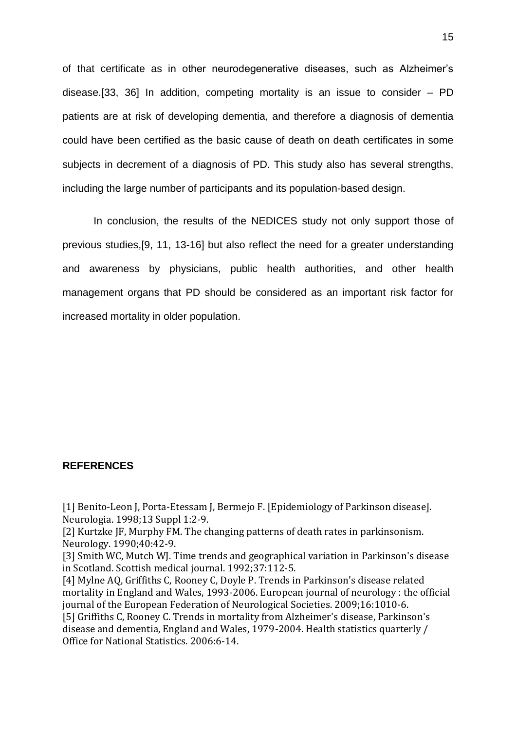of that certificate as in other neurodegenerative diseases, such as Alzheimer's disease.[33, 36] In addition, competing mortality is an issue to consider – PD patients are at risk of developing dementia, and therefore a diagnosis of dementia could have been certified as the basic cause of death on death certificates in some subjects in decrement of a diagnosis of PD. This study also has several strengths, including the large number of participants and its population-based design.

In conclusion, the results of the NEDICES study not only support those of previous studies,[9, 11, 13-16] but also reflect the need for a greater understanding and awareness by physicians, public health authorities, and other health management organs that PD should be considered as an important risk factor for increased mortality in older population.

## REFERENCES

[1] Benito-Leon J, Porta-Etessam J, Bermejo F. [Epidemiology of Parkinson disease]. Neurologia. 1998;13 Suppl 1:2-9.
[2] Kurtzke JF, Murphy FM. The changing patterns of death rates in parkinsonism. Neurology. 1990;40:42-9.
[3] Smith WC, Mutch WJ. Time trends and geographical variation in Parkinson's disease in Scotland. Scottish medical journal. 1992;37:112-5.
[4] Mylne AQ, Griffiths C, Rooney C, Doyle P. Trends in Parkinson's disease related mortality in England and Wales, 1993-2006. European journal of neurology : the official journal of the European Federation of Neurological Societies. 2009;16:1010-6.
[5] Griffiths C, Rooney C. Trends in mortality from Alzheimer's disease, Parkinson's disease and dementia, England and Wales, 1979-2004. Health statistics quarterly / Office for National Statistics. 2006:6-14.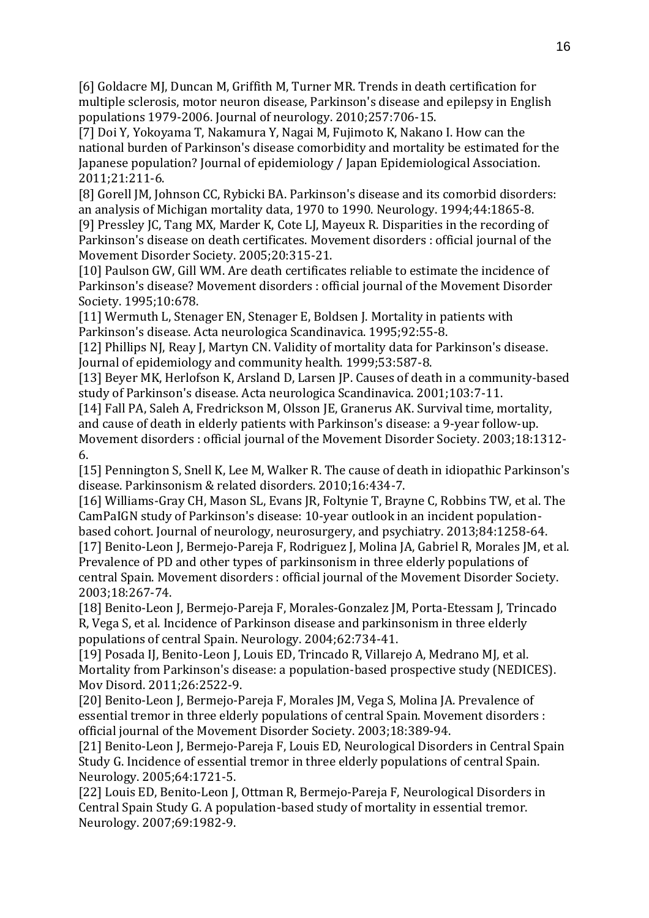[6] Goldacre MJ, Duncan M, Griffith M, Turner MR. Trends in death certification for multiple sclerosis, motor neuron disease, Parkinson's disease and epilepsy in English populations 1979-2006. Journal of neurology. 2010;257:706-15.

[7] Doi Y, Yokoyama T, Nakamura Y, Nagai M, Fujimoto K, Nakano I. How can the national burden of Parkinson's disease comorbidity and mortality be estimated for the Japanese population? Journal of epidemiology / Japan Epidemiological Association. 2011;21:211-6.

[8] Gorell JM, Johnson CC, Rybicki BA. Parkinson's disease and its comorbid disorders: an analysis of Michigan mortality data, 1970 to 1990. Neurology. 1994;44:1865-8.

[9] Pressley JC, Tang MX, Marder K, Cote LJ, Mayeux R. Disparities in the recording of Parkinson's disease on death certificates. Movement disorders : official journal of the Movement Disorder Society. 2005;20:315-21.

[10] Paulson GW, Gill WM. Are death certificates reliable to estimate the incidence of Parkinson's disease? Movement disorders : official journal of the Movement Disorder Society. 1995;10:678.

[11] Wermuth L, Stenager EN, Stenager E, Boldsen J. Mortality in patients with Parkinson's disease. Acta neurologica Scandinavica. 1995;92:55-8.

[12] Phillips NJ, Reay J, Martyn CN. Validity of mortality data for Parkinson's disease. Journal of epidemiology and community health. 1999;53:587-8.

[13] Beyer MK, Herlofson K, Arsland D, Larsen JP. Causes of death in a community-based study of Parkinson's disease. Acta neurologica Scandinavica. 2001;103:7-11.

[14] Fall PA, Saleh A, Fredrickson M, Olsson JE, Granerus AK. Survival time, mortality, and cause of death in elderly patients with Parkinson's disease: a 9-year follow-up. Movement disorders : official journal of the Movement Disorder Society. 2003;18:1312-6.

[15] Pennington S, Snell K, Lee M, Walker R. The cause of death in idiopathic Parkinson's disease. Parkinsonism & related disorders. 2010;16:434-7.

[16] Williams-Gray CH, Mason SL, Evans JR, Foltynie T, Brayne C, Robbins TW, et al. The CamPaIGN study of Parkinson's disease: 10-year outlook in an incident population-based cohort. Journal of neurology, neurosurgery, and psychiatry. 2013;84:1258-64.

[17] Benito-Leon J, Bermejo-Pareja F, Rodriguez J, Molina JA, Gabriel R, Morales JM, et al. Prevalence of PD and other types of parkinsonism in three elderly populations of central Spain. Movement disorders : official journal of the Movement Disorder Society. 2003;18:267-74.

[18] Benito-Leon J, Bermejo-Pareja F, Morales-Gonzalez JM, Porta-Etessam J, Trincado R, Vega S, et al. Incidence of Parkinson disease and parkinsonism in three elderly populations of central Spain. Neurology. 2004;62:734-41.

[19] Posada IJ, Benito-Leon J, Louis ED, Trincado R, Villarejo A, Medrano MJ, et al. Mortality from Parkinson's disease: a population-based prospective study (NEDICES). Mov Disord. 2011;26:2522-9.

[20] Benito-Leon J, Bermejo-Pareja F, Morales JM, Vega S, Molina JA. Prevalence of essential tremor in three elderly populations of central Spain. Movement disorders : official journal of the Movement Disorder Society. 2003;18:389-94.

[21] Benito-Leon J, Bermejo-Pareja F, Louis ED, Neurological Disorders in Central Spain Study G. Incidence of essential tremor in three elderly populations of central Spain. Neurology. 2005;64:1721-5.

[22] Louis ED, Benito-Leon J, Ottman R, Bermejo-Pareja F, Neurological Disorders in Central Spain Study G. A population-based study of mortality in essential tremor. Neurology. 2007;69:1982-9.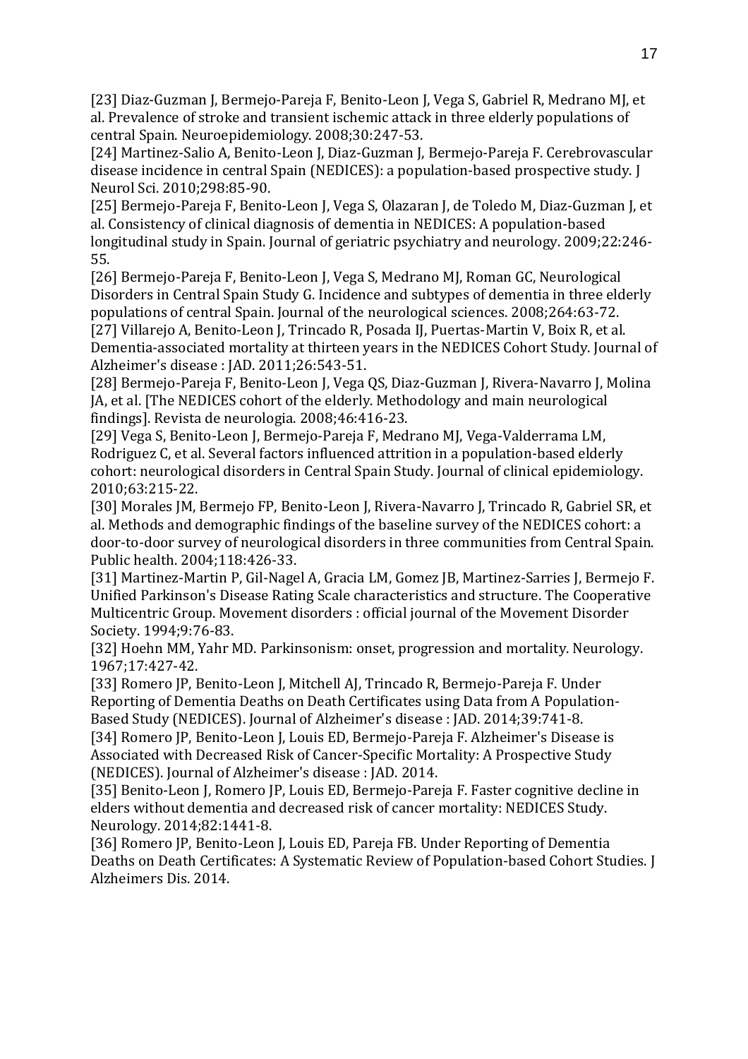[23] Diaz-Guzman J, Bermejo-Pareja F, Benito-Leon J, Vega S, Gabriel R, Medrano MJ, et al. Prevalence of stroke and transient ischemic attack in three elderly populations of central Spain. Neuroepidemiology. 2008;30:247-53.

[24] Martinez-Salio A, Benito-Leon J, Diaz-Guzman J, Bermejo-Pareja F. Cerebrovascular disease incidence in central Spain (NEDICES): a population-based prospective study. J Neurol Sci. 2010;298:85-90.

[25] Bermejo-Pareja F, Benito-Leon J, Vega S, Olazaran J, de Toledo M, Diaz-Guzman J, et al. Consistency of clinical diagnosis of dementia in NEDICES: A population-based longitudinal study in Spain. Journal of geriatric psychiatry and neurology. 2009;22:246-55.

[26] Bermejo-Pareja F, Benito-Leon J, Vega S, Medrano MJ, Roman GC, Neurological Disorders in Central Spain Study G. Incidence and subtypes of dementia in three elderly populations of central Spain. Journal of the neurological sciences. 2008;264:63-72.

[27] Villarejo A, Benito-Leon J, Trincado R, Posada IJ, Puertas-Martin V, Boix R, et al. Dementia-associated mortality at thirteen years in the NEDICES Cohort Study. Journal of Alzheimer's disease : JAD. 2011;26:543-51.

[28] Bermejo-Pareja F, Benito-Leon J, Vega QS, Diaz-Guzman J, Rivera-Navarro J, Molina JA, et al. [The NEDICES cohort of the elderly. Methodology and main neurological findings]. Revista de neurologia. 2008;46:416-23.

[29] Vega S, Benito-Leon J, Bermejo-Pareja F, Medrano MJ, Vega-Valderrama LM, Rodriguez C, et al. Several factors influenced attrition in a population-based elderly cohort: neurological disorders in Central Spain Study. Journal of clinical epidemiology. 2010;63:215-22.

[30] Morales JM, Bermejo FP, Benito-Leon J, Rivera-Navarro J, Trincado R, Gabriel SR, et al. Methods and demographic findings of the baseline survey of the NEDICES cohort: a door-to-door survey of neurological disorders in three communities from Central Spain. Public health. 2004;118:426-33.

[31] Martinez-Martin P, Gil-Nagel A, Gracia LM, Gomez JB, Martinez-Sarries J, Bermejo F. Unified Parkinson's Disease Rating Scale characteristics and structure. The Cooperative Multicentric Group. Movement disorders : official journal of the Movement Disorder Society. 1994;9:76-83.

[32] Hoehn MM, Yahr MD. Parkinsonism: onset, progression and mortality. Neurology. 1967;17:427-42.

[33] Romero JP, Benito-Leon J, Mitchell AJ, Trincado R, Bermejo-Pareja F. Under Reporting of Dementia Deaths on Death Certificates using Data from A Population-Based Study (NEDICES). Journal of Alzheimer's disease : JAD. 2014;39:741-8.

[34] Romero JP, Benito-Leon J, Louis ED, Bermejo-Pareja F. Alzheimer's Disease is Associated with Decreased Risk of Cancer-Specific Mortality: A Prospective Study (NEDICES). Journal of Alzheimer's disease : JAD. 2014.

[35] Benito-Leon J, Romero JP, Louis ED, Bermejo-Pareja F. Faster cognitive decline in elders without dementia and decreased risk of cancer mortality: NEDICES Study. Neurology. 2014;82:1441-8.

[36] Romero JP, Benito-Leon J, Louis ED, Pareja FB. Under Reporting of Dementia Deaths on Death Certificates: A Systematic Review of Population-based Cohort Studies. J Alzheimers Dis. 2014.